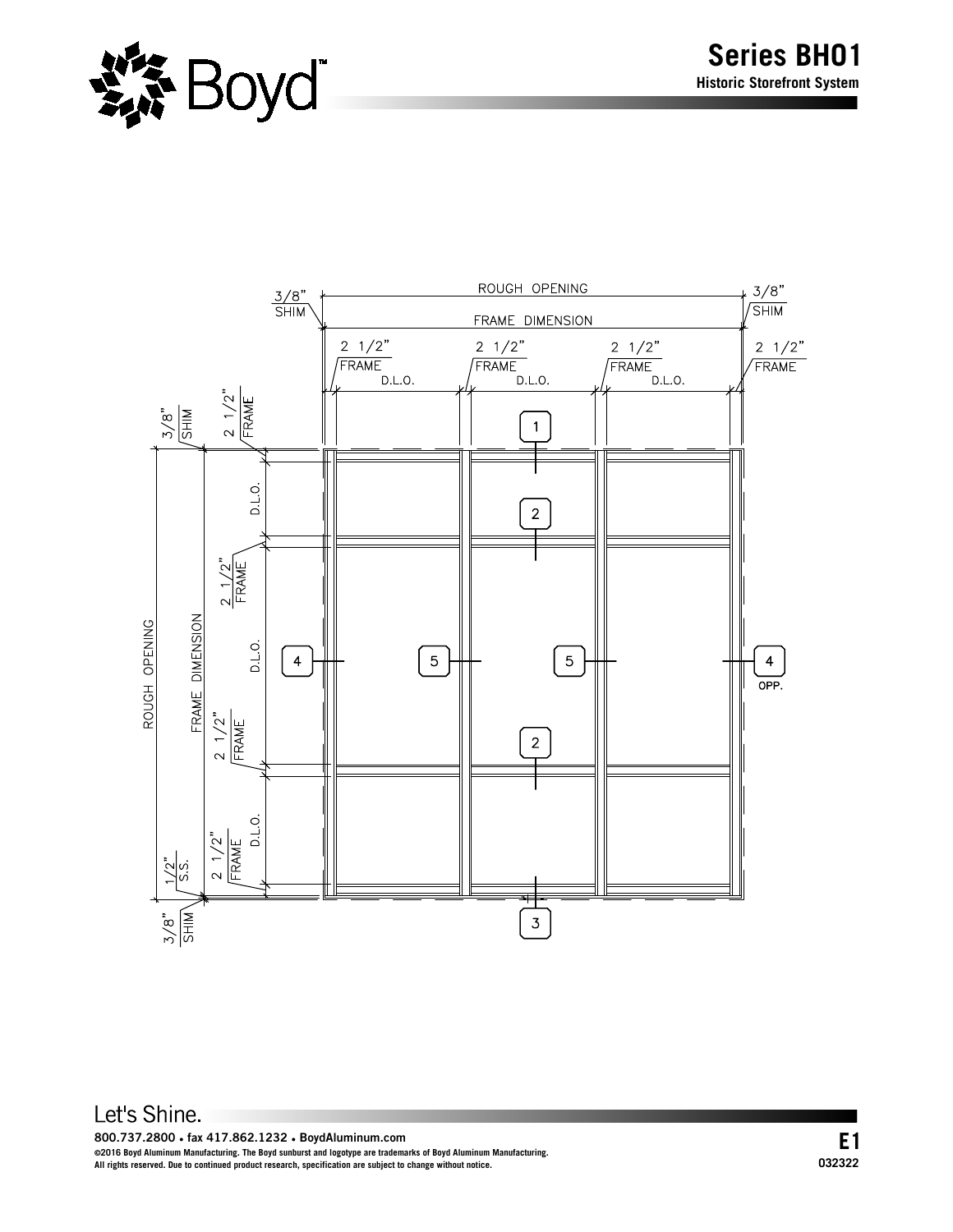# Series BH01

**Historic Storefront System**

ROUGH OPENING

3/8" SHIM

FRAME DIMENSION

2 1/2" FRAME

D.L.O.

1

2

3

4

5

4 OPP.

1/2" S.S.

Let's Shine.

**800.737.2800 • fax 417.862.1232 • BoydAluminum.com**

**©2016 Boyd Aluminum Manufacturing. The Boyd sunburst and logotype are trademarks of Boyd Aluminum Manufacturing.**
**All rights reserved. Due to continued product research, specification are subject to change without notice.**

**E1**

**032322**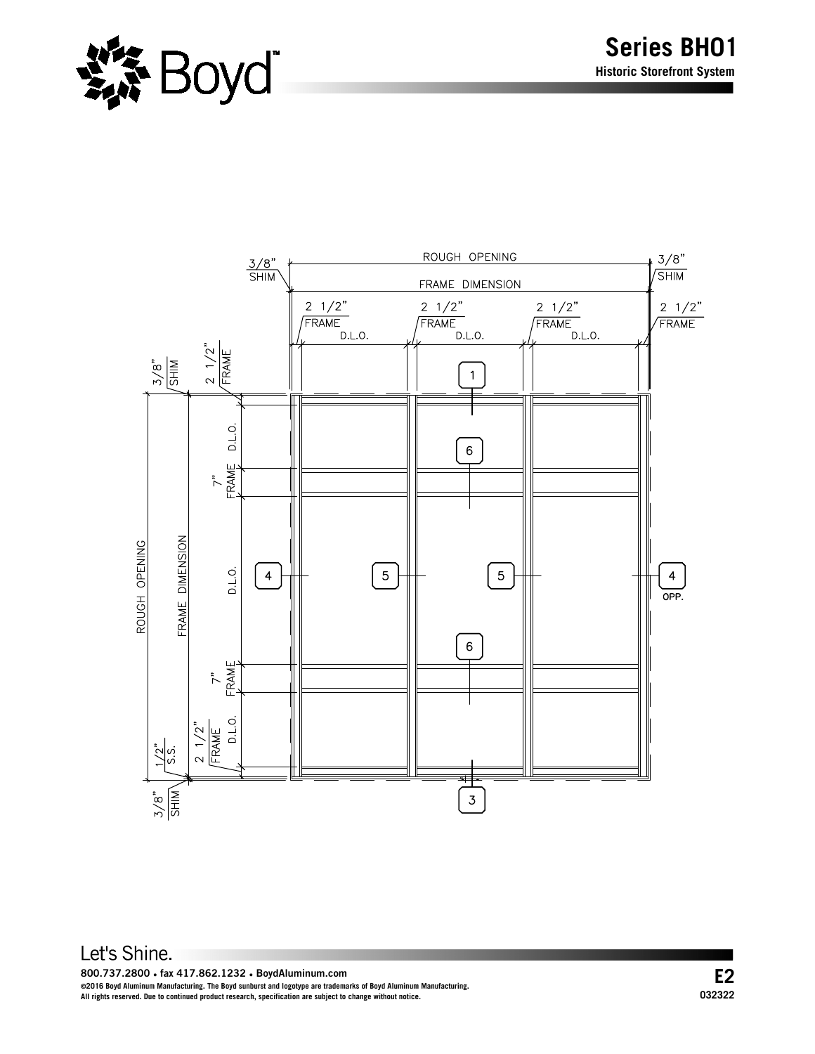# Series BH01

**Historic Storefront System**

ROUGH OPENING

3/8" SHIM

FRAME DIMENSION

2 1/2" FRAME

D.L.O.

7" FRAME

1/2" S.S.

1

3

4

4 OPP.

5

6

Let's Shine.

**800.737.2800 • fax 417.862.1232 • BoydAluminum.com**

**©2016 Boyd Aluminum Manufacturing. The Boyd sunburst and logotype are trademarks of Boyd Aluminum Manufacturing.**
**All rights reserved. Due to continued product research, specification are subject to change without notice.**

**E2**

**032322**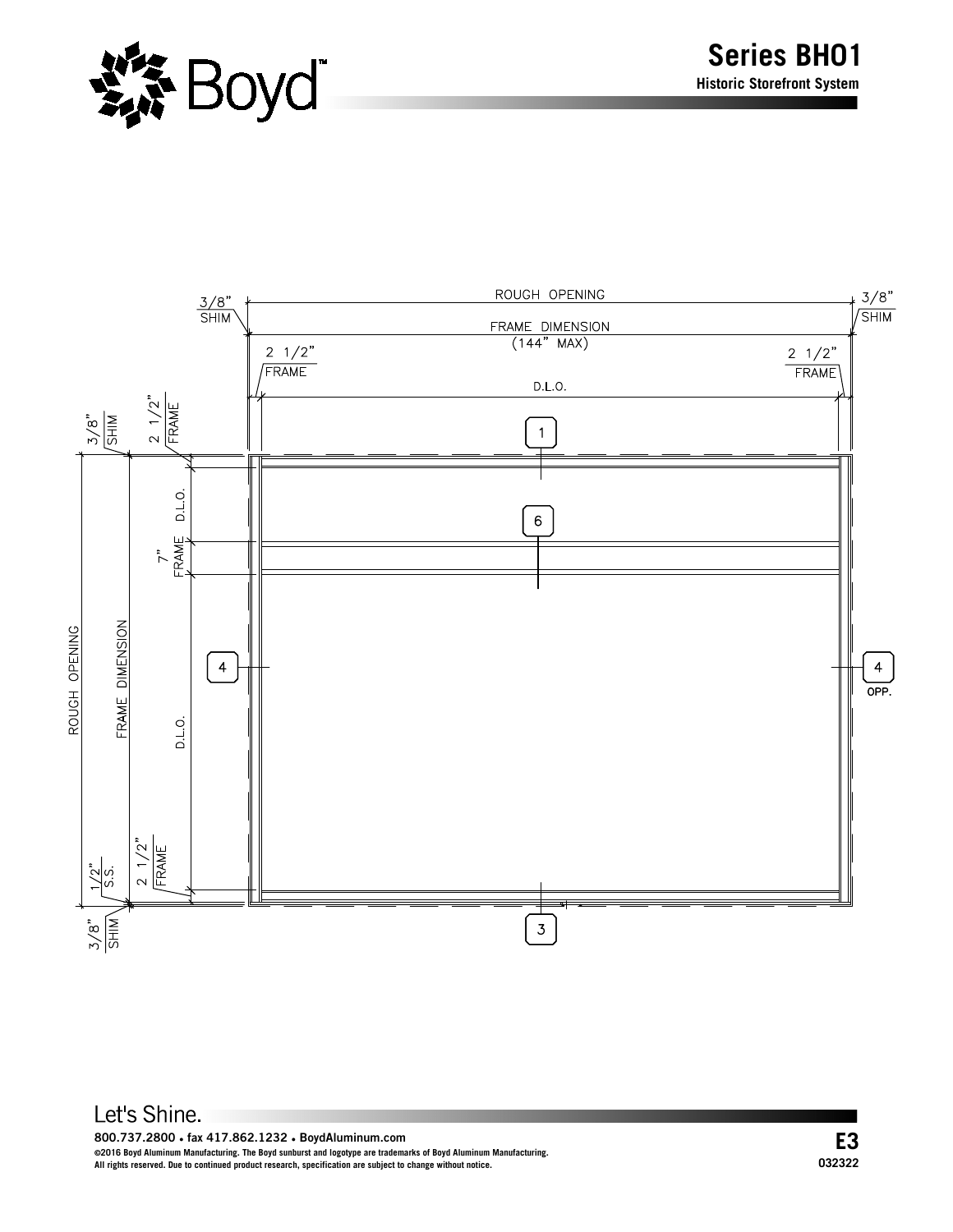# Series BH01

**Historic Storefront System**

ROUGH OPENING

3/8" SHIM

3/8" SHIM

FRAME DIMENSION (144" MAX)

2 1/2" FRAME

2 1/2" FRAME

D.L.O.

1

3/8" SHIM

2 1/2" FRAME

D.L.O.

6

7" FRAME

ROUGH OPENING

FRAME DIMENSION

4

4 OPP.

D.L.O.

1/2" S.S.

2 1/2" FRAME

3/8" SHIM

3

Let's Shine.

800.737.2800 • fax 417.862.1232 • BoydAluminum.com

©2016 Boyd Aluminum Manufacturing. The Boyd sunburst and logotype are trademarks of Boyd Aluminum Manufacturing.
All rights reserved. Due to continued product research, specification are subject to change without notice.

**E3**

032322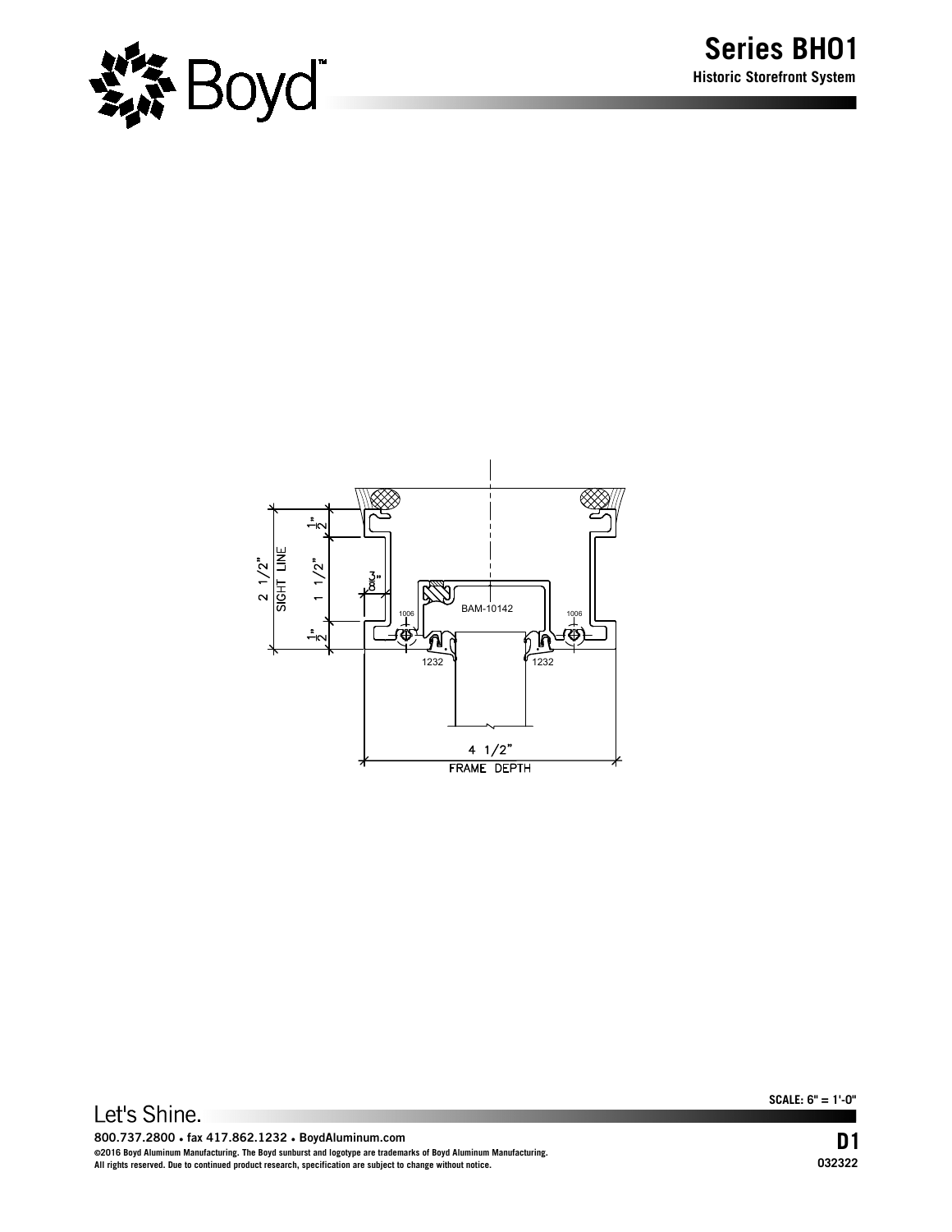# Series BH01

**Historic Storefront System**

2 1/2"
SIGHT LINE
1/2"
1 1/2"
1/2"
3/8"
1006
BAM-10142
1006
1232
1232
4 1/2"
FRAME DEPTH

Let's Shine.

**SCALE: 6" = 1'-0"**

**800.737.2800 • fax 417.862.1232 • BoydAluminum.com**

**©2016 Boyd Aluminum Manufacturing. The Boyd sunburst and logotype are trademarks of Boyd Aluminum Manufacturing.**
**All rights reserved. Due to continued product research, specification are subject to change without notice.**

**D1**

**032322**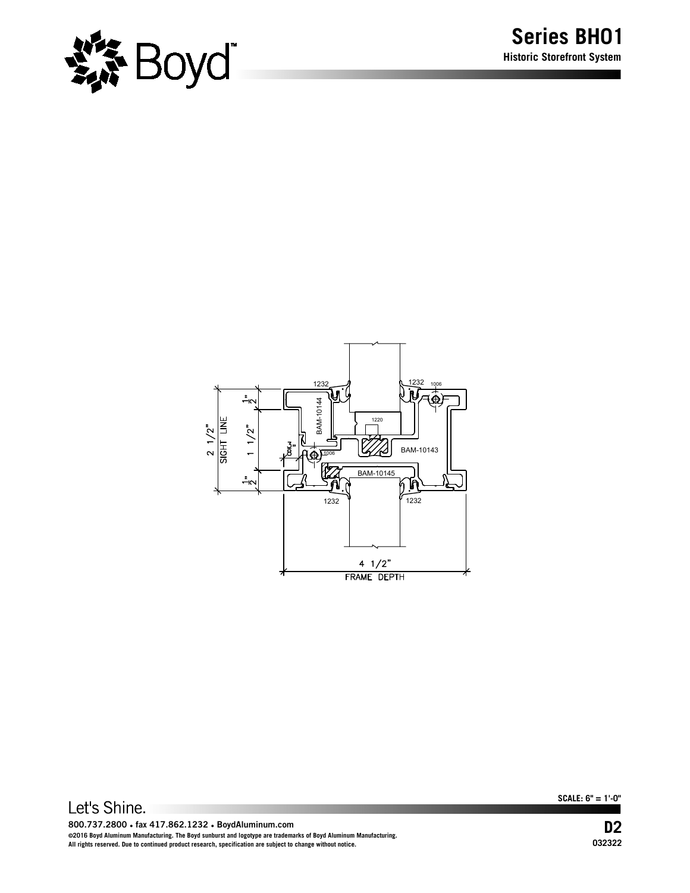# Series BH01

**Historic Storefront System**

1232

1232

1006

BAM-10144

1220

BAM-10143

1006

BAM-10145

1232

1232

1/2"

1 1/2"

1/2"

2 1/2" SIGHT LINE

3/8"

4 1/2"
FRAME DEPTH

Let's Shine.

**SCALE: 6" = 1'-0"**

**800.737.2800 • fax 417.862.1232 • BoydAluminum.com**

**©2016 Boyd Aluminum Manufacturing. The Boyd sunburst and logotype are trademarks of Boyd Aluminum Manufacturing.**
**All rights reserved. Due to continued product research, specification are subject to change without notice.**

**D2**

**032322**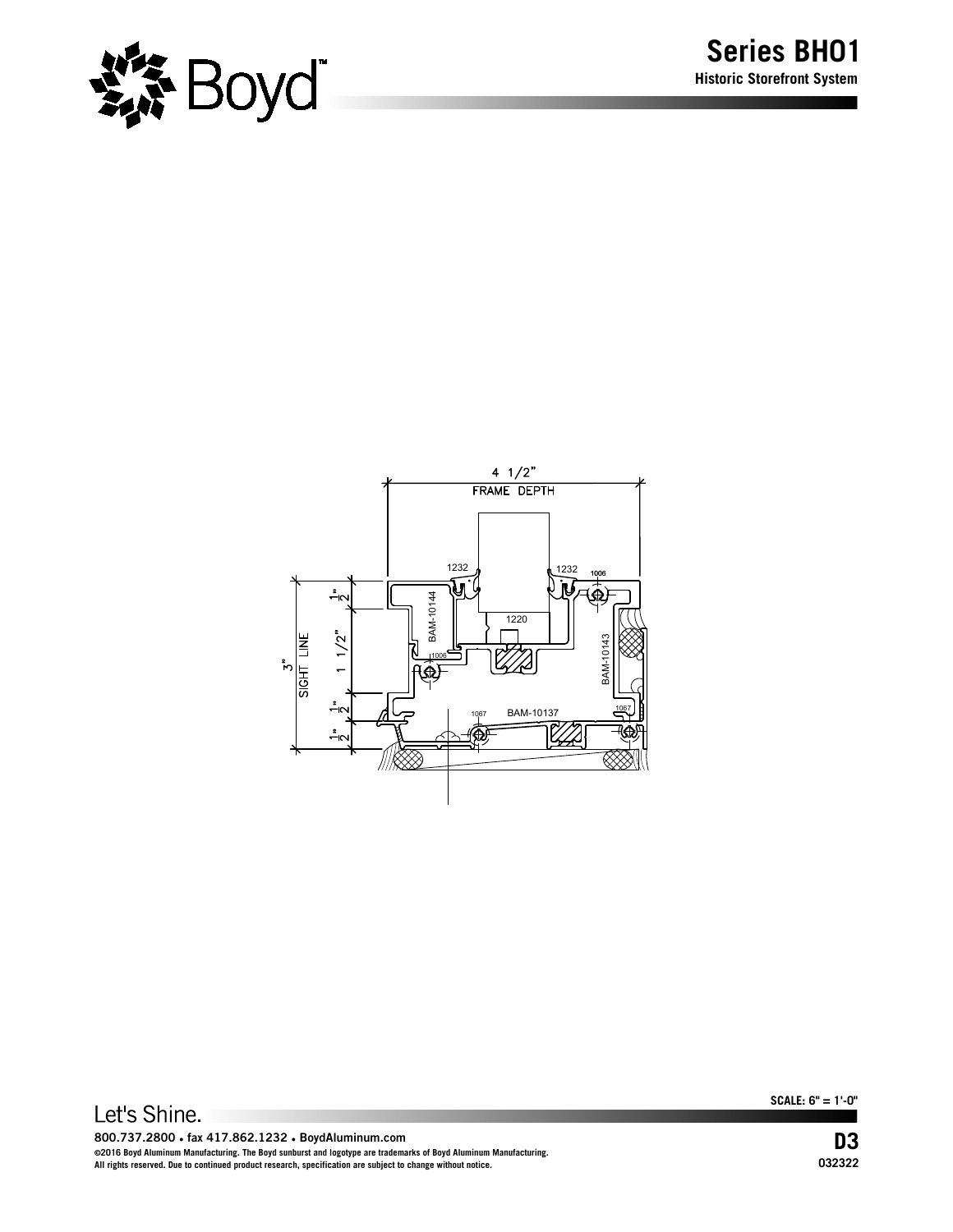# Series BH01

**Historic Storefront System**

4 1/2"
FRAME DEPTH

1232 1232 1006

1220

BAM-10144

BAM-10143

1006

BAM-10137

1067 1067

3" SIGHT LINE

1/2"

1 1/2"

1/2"

1/2"

**SCALE: 6" = 1'-0"**

Let's Shine.

800.737.2800 • fax 417.862.1232 • BoydAluminum.com

©2016 Boyd Aluminum Manufacturing. The Boyd sunburst and logotype are trademarks of Boyd Aluminum Manufacturing.
All rights reserved. Due to continued product research, specification are subject to change without notice.

**D3**

032322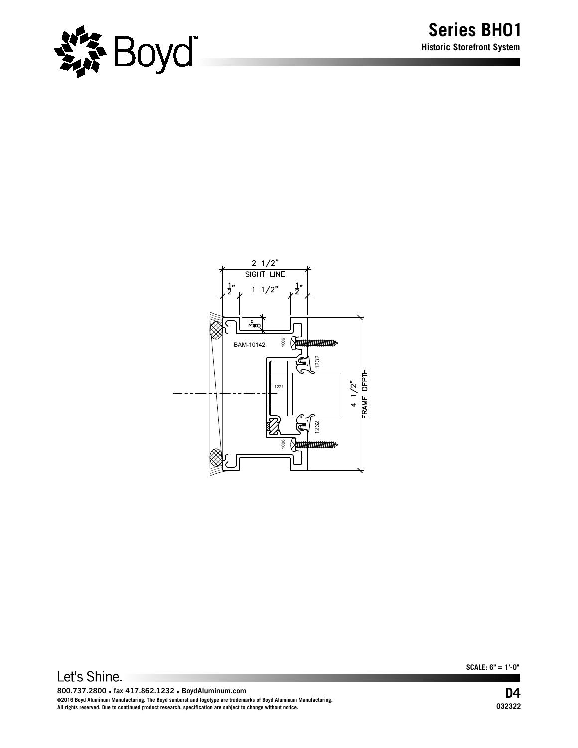# Series BH01

**Historic Storefront System**

2 1/2"
SIGHT LINE

1/2" 1 1/2" 1/2"

3/8"

BAM-10142

1006

1232

1221

4 1/2"
FRAME DEPTH

1232

1006

**SCALE: 6" = 1'-0"**

Let's Shine.

**800.737.2800 • fax 417.862.1232 • BoydAluminum.com**

**©2016 Boyd Aluminum Manufacturing. The Boyd sunburst and logotype are trademarks of Boyd Aluminum Manufacturing.**
**All rights reserved. Due to continued product research, specification are subject to change without notice.**

**D4**

**032322**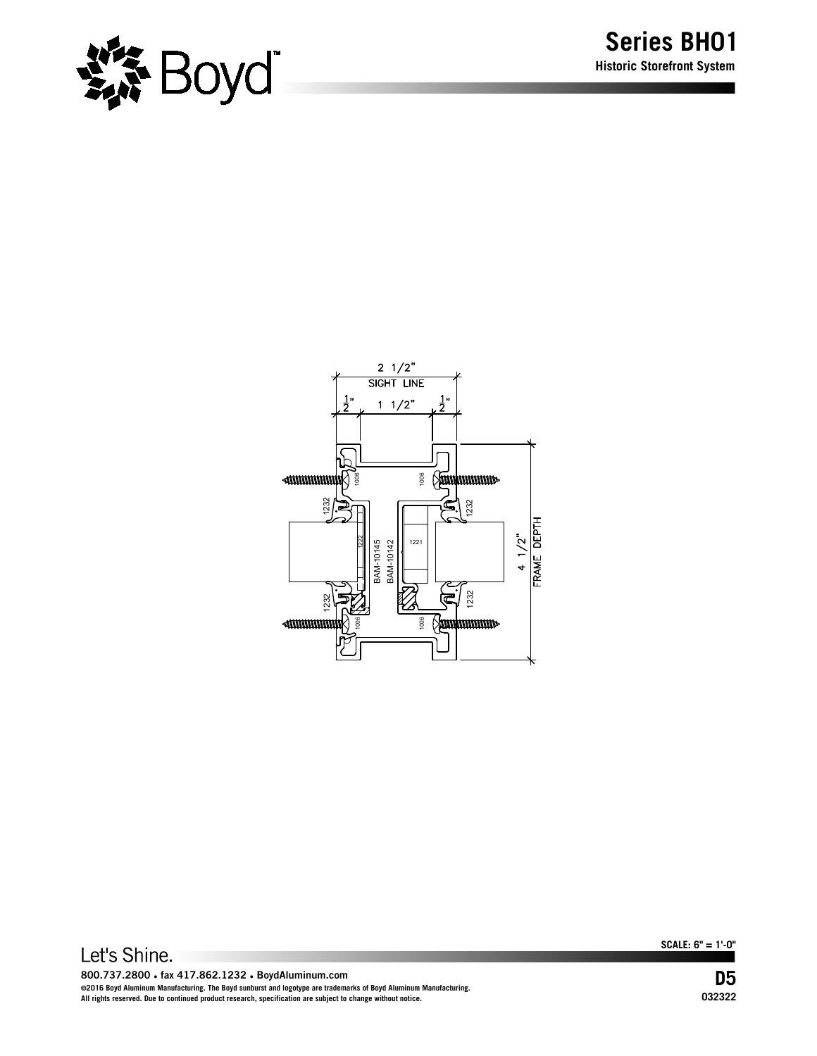# Series BH01

**Historic Storefront System**

2 1/2"
SIGHT LINE

1/2" 1 1/2" 1/2"

4 1/2"
FRAME DEPTH

1006 1006 1232 1232 1222 BAM-10145 BAM-10142 1221 1232 1232 1006 1006

**SCALE: 6" = 1'-0"**

Let's Shine.

**800.737.2800 • fax 417.862.1232 • BoydAluminum.com**

**©2016 Boyd Aluminum Manufacturing. The Boyd sunburst and logotype are trademarks of Boyd Aluminum Manufacturing.**
**All rights reserved. Due to continued product research, specification are subject to change without notice.**

**D5**

**032322**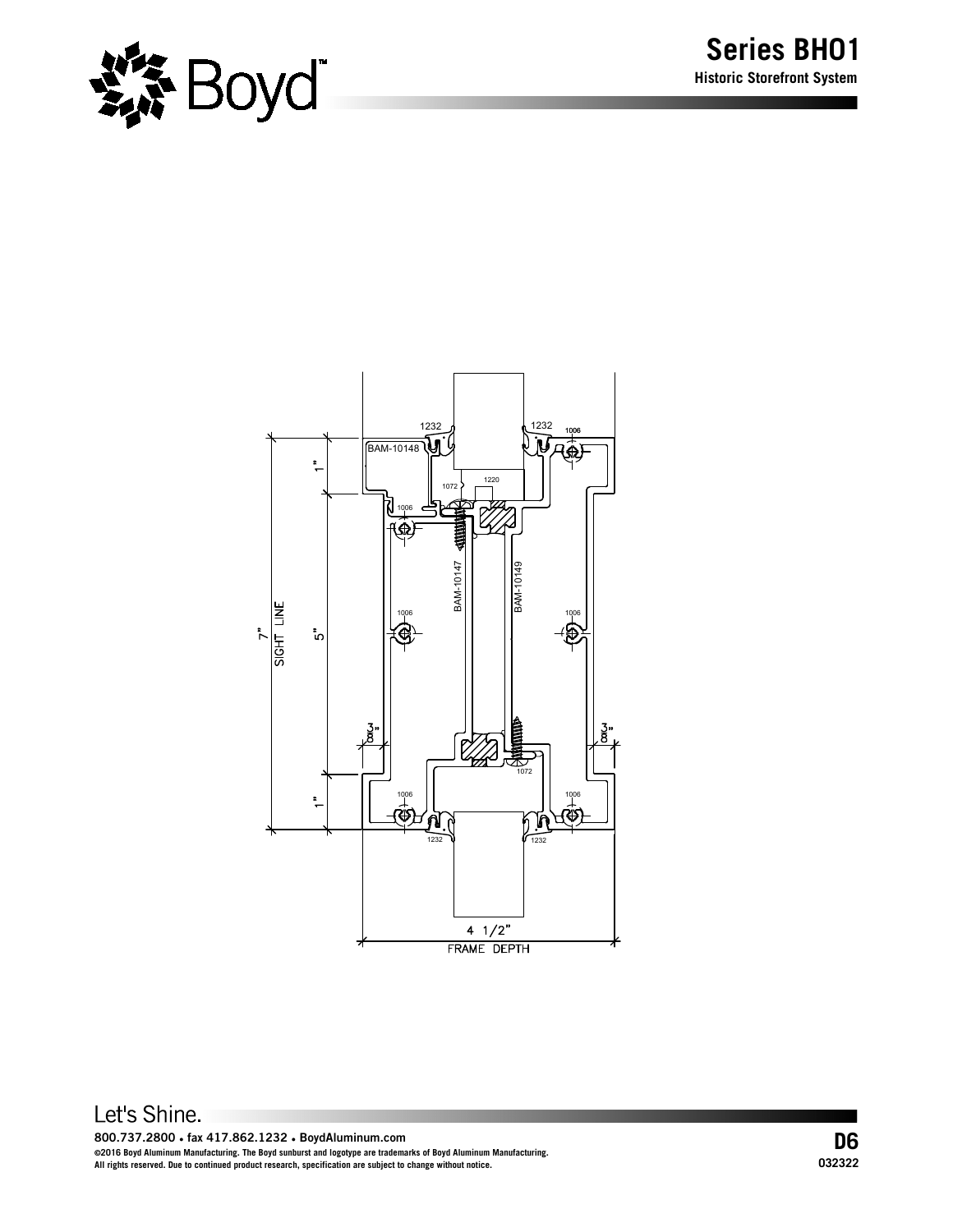# Series BH01

**Historic Storefront System**

1232

1232

1006

BAM-10148

1"

1072

1220

1006

BAM-10147

BAM-10149

1006

1006

7"

SIGHT LINE

5"

3/8"

3/8"

1072

1"

1006

1006

1232

1232

4 1/2"

FRAME DEPTH

Let's Shine.

800.737.2800 • fax 417.862.1232 • BoydAluminum.com

©2016 Boyd Aluminum Manufacturing. The Boyd sunburst and logotype are trademarks of Boyd Aluminum Manufacturing.
All rights reserved. Due to continued product research, specification are subject to change without notice.

**D6**

032322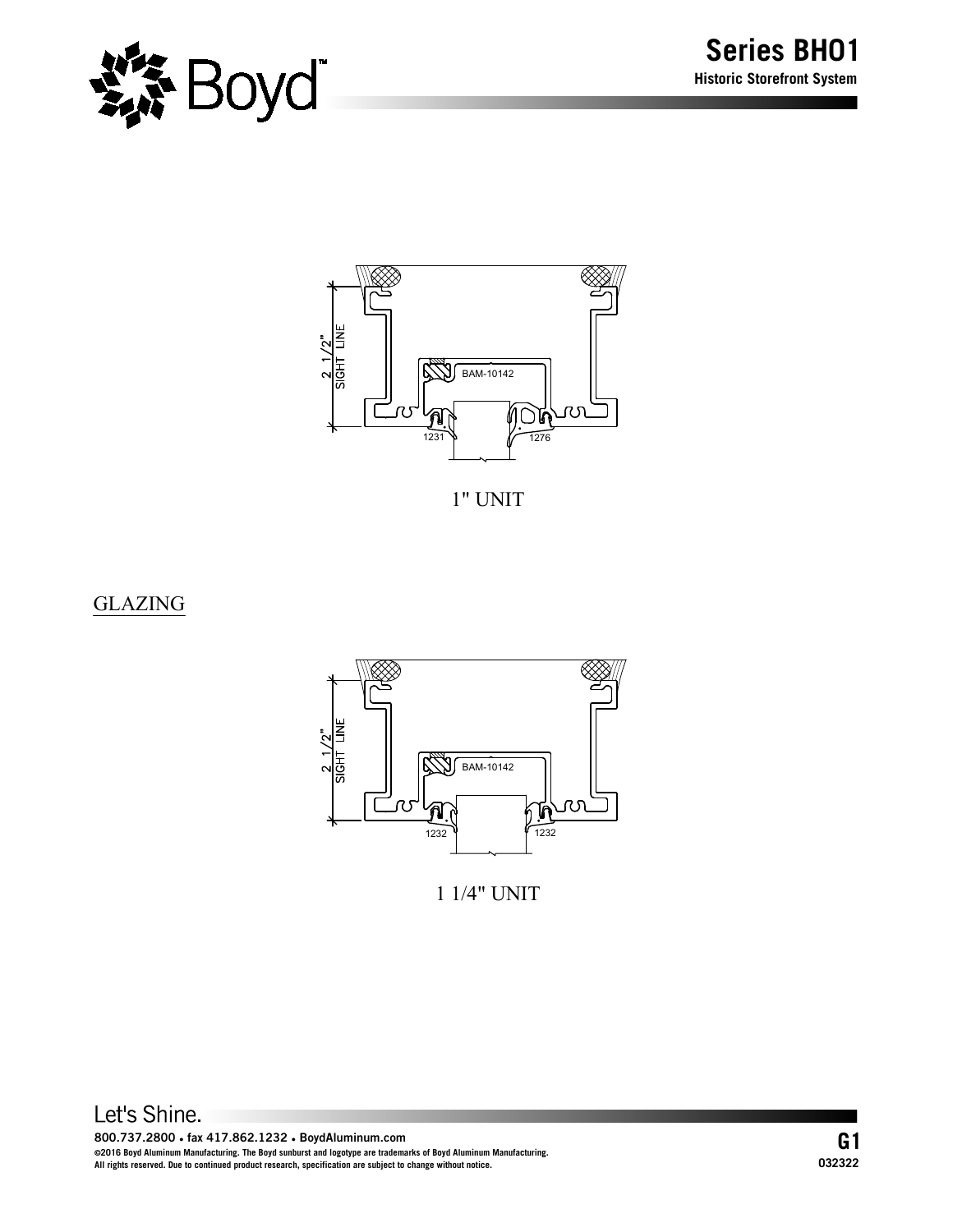# Series BH01

**Historic Storefront System**

2 1/2"
SIGHT LINE

BAM-10142

1231

1276

1" UNIT

GLAZING

2 1/2"
SIGHT LINE

BAM-10142

1232

1232

1 1/4" UNIT

Let's Shine.

800.737.2800 • fax 417.862.1232 • BoydAluminum.com

©2016 Boyd Aluminum Manufacturing. The Boyd sunburst and logotype are trademarks of Boyd Aluminum Manufacturing.
All rights reserved. Due to continued product research, specification are subject to change without notice.

G1

032322